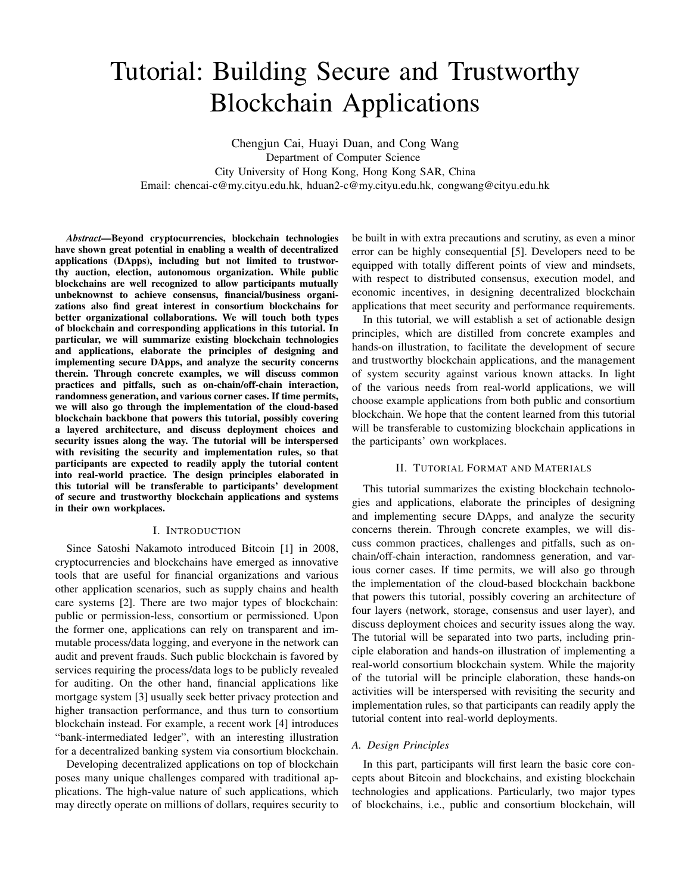# Tutorial: Building Secure and Trustworthy Blockchain Applications

Chengjun Cai, Huayi Duan, and Cong Wang
Department of Computer Science
City University of Hong Kong, Hong Kong SAR, China
Email: chencai-c@my.cityu.edu.hk, hduan2-c@my.cityu.edu.hk, congwang@cityu.edu.hk

***Abstract*—Beyond cryptocurrencies, blockchain technologies have shown great potential in enabling a wealth of decentralized applications (DApps), including but not limited to trustworthy auction, election, autonomous organization. While public blockchains are well recognized to allow participants mutually unbeknownst to achieve consensus, financial/business organizations also find great interest in consortium blockchains for better organizational collaborations. We will touch both types of blockchain and corresponding applications in this tutorial. In particular, we will summarize existing blockchain technologies and applications, elaborate the principles of designing and implementing secure DApps, and analyze the security concerns therein. Through concrete examples, we will discuss common practices and pitfalls, such as on-chain/off-chain interaction, randomness generation, and various corner cases. If time permits, we will also go through the implementation of the cloud-based blockchain backbone that powers this tutorial, possibly covering a layered architecture, and discuss deployment choices and security issues along the way. The tutorial will be interspersed with revisiting the security and implementation rules, so that participants are expected to readily apply the tutorial content into real-world practice. The design principles elaborated in this tutorial will be transferable to participants' development of secure and trustworthy blockchain applications and systems in their own workplaces.**

## I. Introduction

Since Satoshi Nakamoto introduced Bitcoin [1] in 2008, cryptocurrencies and blockchains have emerged as innovative tools that are useful for financial organizations and various other application scenarios, such as supply chains and health care systems [2]. There are two major types of blockchain: public or permission-less, consortium or permissioned. Upon the former one, applications can rely on transparent and immutable process/data logging, and everyone in the network can audit and prevent frauds. Such public blockchain is favored by services requiring the process/data logs to be publicly revealed for auditing. On the other hand, financial applications like mortgage system [3] usually seek better privacy protection and higher transaction performance, and thus turn to consortium blockchain instead. For example, a recent work [4] introduces "bank-intermediated ledger", with an interesting illustration for a decentralized banking system via consortium blockchain.

Developing decentralized applications on top of blockchain poses many unique challenges compared with traditional applications. The high-value nature of such applications, which may directly operate on millions of dollars, requires security to be built in with extra precautions and scrutiny, as even a minor error can be highly consequential [5]. Developers need to be equipped with totally different points of view and mindsets, with respect to distributed consensus, execution model, and economic incentives, in designing decentralized blockchain applications that meet security and performance requirements.

In this tutorial, we will establish a set of actionable design principles, which are distilled from concrete examples and hands-on illustration, to facilitate the development of secure and trustworthy blockchain applications, and the management of system security against various known attacks. In light of the various needs from real-world applications, we will choose example applications from both public and consortium blockchain. We hope that the content learned from this tutorial will be transferable to customizing blockchain applications in the participants' own workplaces.

## II. Tutorial Format and Materials

This tutorial summarizes the existing blockchain technologies and applications, elaborate the principles of designing and implementing secure DApps, and analyze the security concerns therein. Through concrete examples, we will discuss common practices, challenges and pitfalls, such as on-chain/off-chain interaction, randomness generation, and various corner cases. If time permits, we will also go through the implementation of the cloud-based blockchain backbone that powers this tutorial, possibly covering an architecture of four layers (network, storage, consensus and user layer), and discuss deployment choices and security issues along the way. The tutorial will be separated into two parts, including principle elaboration and hands-on illustration of implementing a real-world consortium blockchain system. While the majority of the tutorial will be principle elaboration, these hands-on activities will be interspersed with revisiting the security and implementation rules, so that participants can readily apply the tutorial content into real-world deployments.

### *A. Design Principles*

In this part, participants will first learn the basic core concepts about Bitcoin and blockchains, and existing blockchain technologies and applications. Particularly, two major types of blockchains, i.e., public and consortium blockchain, will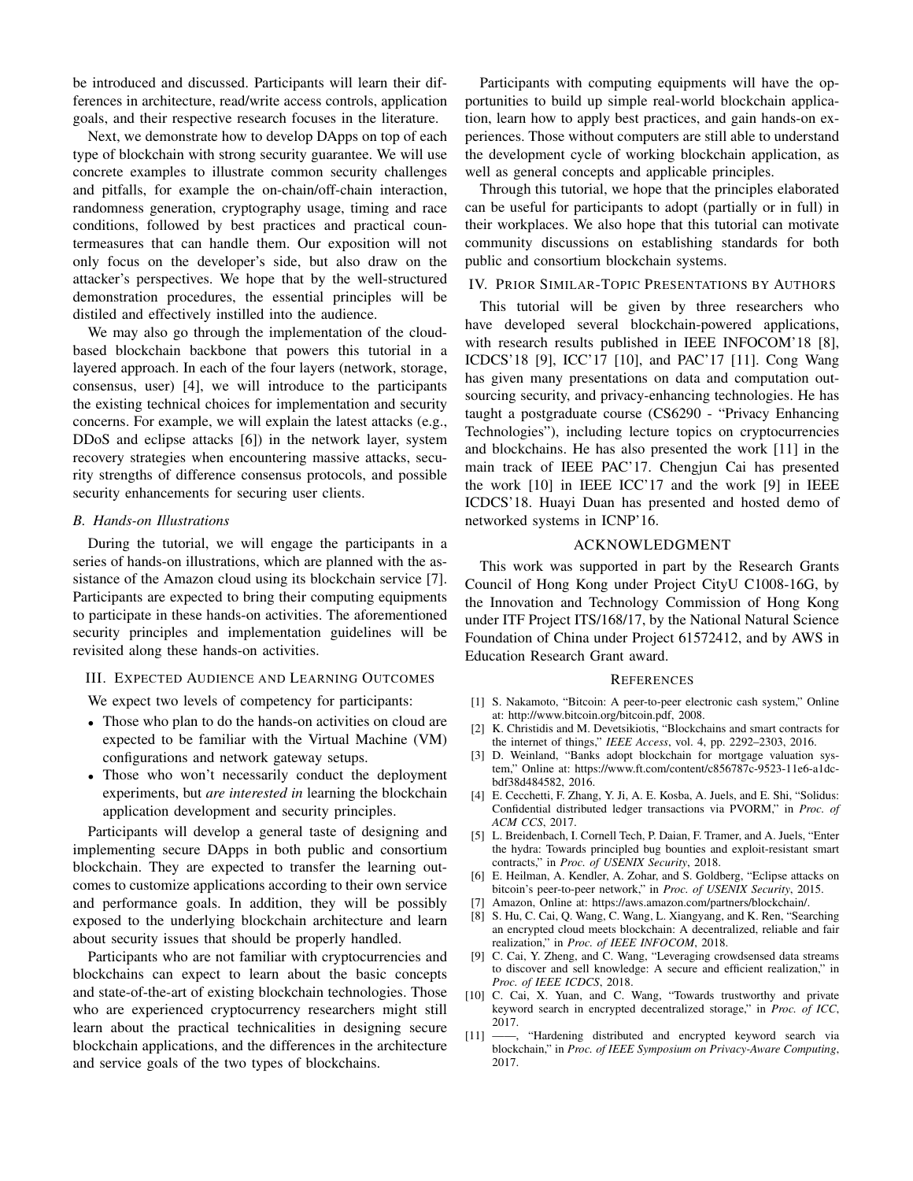be introduced and discussed. Participants will learn their differences in architecture, read/write access controls, application goals, and their respective research focuses in the literature.

Next, we demonstrate how to develop DApps on top of each type of blockchain with strong security guarantee. We will use concrete examples to illustrate common security challenges and pitfalls, for example the on-chain/off-chain interaction, randomness generation, cryptography usage, timing and race conditions, followed by best practices and practical countermeasures that can handle them. Our exposition will not only focus on the developer's side, but also draw on the attacker's perspectives. We hope that by the well-structured demonstration procedures, the essential principles will be distiled and effectively instilled into the audience.

We may also go through the implementation of the cloud-based blockchain backbone that powers this tutorial in a layered approach. In each of the four layers (network, storage, consensus, user) [4], we will introduce to the participants the existing technical choices for implementation and security concerns. For example, we will explain the latest attacks (e.g., DDoS and eclipse attacks [6]) in the network layer, system recovery strategies when encountering massive attacks, security strengths of difference consensus protocols, and possible security enhancements for securing user clients.

### B. Hands-on Illustrations

During the tutorial, we will engage the participants in a series of hands-on illustrations, which are planned with the assistance of the Amazon cloud using its blockchain service [7]. Participants are expected to bring their computing equipments to participate in these hands-on activities. The aforementioned security principles and implementation guidelines will be revisited along these hands-on activities.

## III. Expected Audience and Learning Outcomes

We expect two levels of competency for participants:

- Those who plan to do the hands-on activities on cloud are expected to be familiar with the Virtual Machine (VM) configurations and network gateway setups.
- Those who won't necessarily conduct the deployment experiments, but *are interested in* learning the blockchain application development and security principles.

Participants will develop a general taste of designing and implementing secure DApps in both public and consortium blockchain. They are expected to transfer the learning outcomes to customize applications according to their own service and performance goals. In addition, they will be possibly exposed to the underlying blockchain architecture and learn about security issues that should be properly handled.

Participants who are not familiar with cryptocurrencies and blockchains can expect to learn about the basic concepts and state-of-the-art of existing blockchain technologies. Those who are experienced cryptocurrency researchers might still learn about the practical technicalities in designing secure blockchain applications, and the differences in the architecture and service goals of the two types of blockchains.

Participants with computing equipments will have the opportunities to build up simple real-world blockchain application, learn how to apply best practices, and gain hands-on experiences. Those without computers are still able to understand the development cycle of working blockchain application, as well as general concepts and applicable principles.

Through this tutorial, we hope that the principles elaborated can be useful for participants to adopt (partially or in full) in their workplaces. We also hope that this tutorial can motivate community discussions on establishing standards for both public and consortium blockchain systems.

## IV. Prior Similar-Topic Presentations by Authors

This tutorial will be given by three researchers who have developed several blockchain-powered applications, with research results published in IEEE INFOCOM'18 [8], ICDCS'18 [9], ICC'17 [10], and PAC'17 [11]. Cong Wang has given many presentations on data and computation outsourcing security, and privacy-enhancing technologies. He has taught a postgraduate course (CS6290 - "Privacy Enhancing Technologies"), including lecture topics on cryptocurrencies and blockchains. He has also presented the work [11] in the main track of IEEE PAC'17. Chengjun Cai has presented the work [10] in IEEE ICC'17 and the work [9] in IEEE ICDCS'18. Huayi Duan has presented and hosted demo of networked systems in ICNP'16.

## Acknowledgment

This work was supported in part by the Research Grants Council of Hong Kong under Project CityU C1008-16G, by the Innovation and Technology Commission of Hong Kong under ITF Project ITS/168/17, by the National Natural Science Foundation of China under Project 61572412, and by AWS in Education Research Grant award.

## References

[1] S. Nakamoto, "Bitcoin: A peer-to-peer electronic cash system," Online at: http://www.bitcoin.org/bitcoin.pdf, 2008.

[2] K. Christidis and M. Devetsikiotis, "Blockchains and smart contracts for the internet of things," *IEEE Access*, vol. 4, pp. 2292–2303, 2016.

[3] D. Weinland, "Banks adopt blockchain for mortgage valuation system," Online at: https://www.ft.com/content/c856787c-9523-11e6-a1dc-bdf38d484582, 2016.

[4] E. Cecchetti, F. Zhang, Y. Ji, A. E. Kosba, A. Juels, and E. Shi, "Solidus: Confidential distributed ledger transactions via PVORM," in *Proc. of ACM CCS*, 2017.

[5] L. Breidenbach, I. Cornell Tech, P. Daian, F. Tramer, and A. Juels, "Enter the hydra: Towards principled bug bounties and exploit-resistant smart contracts," in *Proc. of USENIX Security*, 2018.

[6] E. Heilman, A. Kendler, A. Zohar, and S. Goldberg, "Eclipse attacks on bitcoin's peer-to-peer network," in *Proc. of USENIX Security*, 2015.

[7] Amazon, Online at: https://aws.amazon.com/partners/blockchain/.

[8] S. Hu, C. Cai, Q. Wang, C. Wang, L. Xiangyang, and K. Ren, "Searching an encrypted cloud meets blockchain: A decentralized, reliable and fair realization," in *Proc. of IEEE INFOCOM*, 2018.

[9] C. Cai, Y. Zheng, and C. Wang, "Leveraging crowdsensed data streams to discover and sell knowledge: A secure and efficient realization," in *Proc. of IEEE ICDCS*, 2018.

[10] C. Cai, X. Yuan, and C. Wang, "Towards trustworthy and private keyword search in encrypted decentralized storage," in *Proc. of ICC*, 2017.

[11] ——, "Hardening distributed and encrypted keyword search via blockchain," in *Proc. of IEEE Symposium on Privacy-Aware Computing*, 2017.